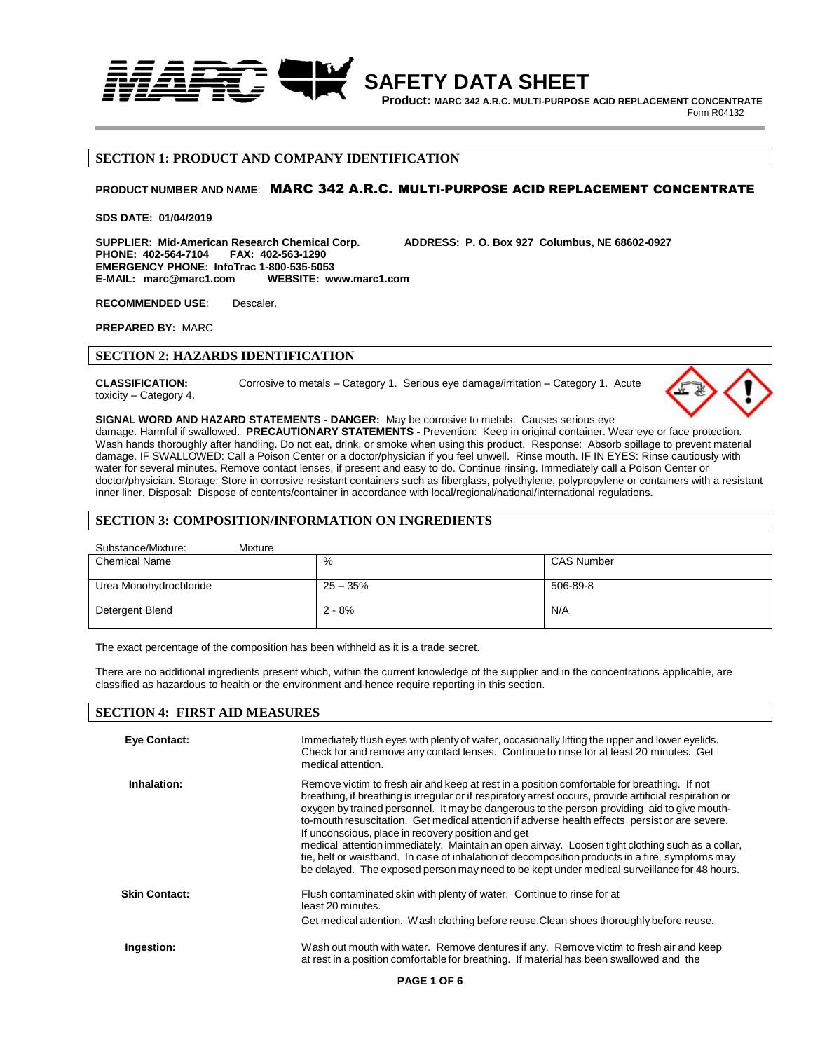# SAFETY DATA SHEET

**Product: MARC 342 A.R.C. MULTI-PURPOSE ACID REPLACEMENT CONCENTRATE**

Form R04132

## SECTION 1: PRODUCT AND COMPANY IDENTIFICATION

**PRODUCT NUMBER AND NAME**: **MARC 342 A.R.C. MULTI-PURPOSE ACID REPLACEMENT CONCENTRATE**

**SDS DATE: 01/04/2019**

**SUPPLIER: Mid-American Research Chemical Corp.** **ADDRESS: P. O. Box 927 Columbus, NE 68602-0927**
**PHONE: 402-564-7104 FAX: 402-563-1290**
**EMERGENCY PHONE: InfoTrac 1-800-535-5053**
**E-MAIL: marc@marc1.com WEBSITE: www.marc1.com**

**RECOMMENDED USE**: Descaler.

**PREPARED BY:** MARC

## SECTION 2: HAZARDS IDENTIFICATION

**CLASSIFICATION:** Corrosive to metals – Category 1. Serious eye damage/irritation – Category 1. Acute toxicity – Category 4.

**SIGNAL WORD AND HAZARD STATEMENTS - DANGER:** May be corrosive to metals. Causes serious eye damage. Harmful if swallowed. **PRECAUTIONARY STATEMENTS -** Prevention: Keep in original container. Wear eye or face protection. Wash hands thoroughly after handling. Do not eat, drink, or smoke when using this product. Response: Absorb spillage to prevent material damage. IF SWALLOWED: Call a Poison Center or a doctor/physician if you feel unwell. Rinse mouth. IF IN EYES: Rinse cautiously with water for several minutes. Remove contact lenses, if present and easy to do. Continue rinsing. Immediately call a Poison Center or doctor/physician. Storage: Store in corrosive resistant containers such as fiberglass, polyethylene, polypropylene or containers with a resistant inner liner. Disposal: Dispose of contents/container in accordance with local/regional/national/international regulations.

## SECTION 3: COMPOSITION/INFORMATION ON INGREDIENTS

Substance/Mixture: Mixture

| Chemical Name | % | CAS Number |
|---|---|---|
| Urea Monohydrochloride | 25 – 35% | 506-89-8 |
| Detergent Blend | 2 - 8% | N/A |

The exact percentage of the composition has been withheld as it is a trade secret.

There are no additional ingredients present which, within the current knowledge of the supplier and in the concentrations applicable, are classified as hazardous to health or the environment and hence require reporting in this section.

## SECTION 4: FIRST AID MEASURES

**Eye Contact:** Immediately flush eyes with plenty of water, occasionally lifting the upper and lower eyelids. Check for and remove any contact lenses. Continue to rinse for at least 20 minutes. Get medical attention.

**Inhalation:** Remove victim to fresh air and keep at rest in a position comfortable for breathing. If not breathing, if breathing is irregular or if respiratory arrest occurs, provide artificial respiration or oxygen by trained personnel. It may be dangerous to the person providing aid to give mouth-to-mouth resuscitation. Get medical attention if adverse health effects persist or are severe. If unconscious, place in recovery position and get medical attention immediately. Maintain an open airway. Loosen tight clothing such as a collar, tie, belt or waistband. In case of inhalation of decomposition products in a fire, symptoms may be delayed. The exposed person may need to be kept under medical surveillance for 48 hours.

**Skin Contact:** Flush contaminated skin with plenty of water. Continue to rinse for at least 20 minutes.
Get medical attention. Wash clothing before reuse. Clean shoes thoroughly before reuse.

**Ingestion:** Wash out mouth with water. Remove dentures if any. Remove victim to fresh air and keep at rest in a position comfortable for breathing. If material has been swallowed and the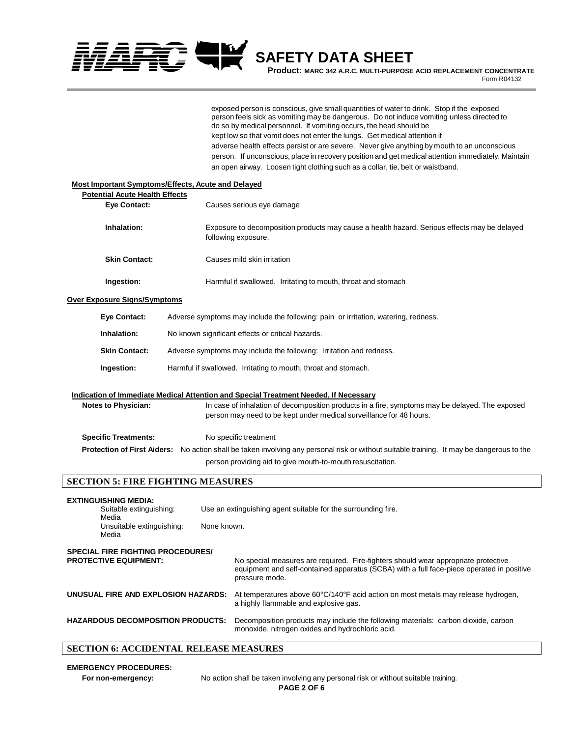exposed person is conscious, give small quantities of water to drink. Stop if the exposed person feels sick as vomiting may be dangerous. Do not induce vomiting unless directed to do so by medical personnel. If vomiting occurs, the head should be kept low so that vomit does not enter the lungs. Get medical attention if adverse health effects persist or are severe. Never give anything by mouth to an unconscious person. If unconscious, place in recovery position and get medical attention immediately. Maintain an open airway. Loosen tight clothing such as a collar, tie, belt or waistband.

**Most Important Symptoms/Effects, Acute and Delayed**

**Potential Acute Health Effects**

**Eye Contact:** Causes serious eye damage

**Inhalation:** Exposure to decomposition products may cause a health hazard. Serious effects may be delayed following exposure.

**Skin Contact:** Causes mild skin irritation

**Ingestion:** Harmful if swallowed. Irritating to mouth, throat and stomach

**Over Exposure Signs/Symptoms**

**Eye Contact:** Adverse symptoms may include the following: pain or irritation, watering, redness.

**Inhalation:** No known significant effects or critical hazards.

**Skin Contact:** Adverse symptoms may include the following: Irritation and redness.

**Ingestion:** Harmful if swallowed. Irritating to mouth, throat and stomach.

**Indication of Immediate Medical Attention and Special Treatment Needed, If Necessary**

**Notes to Physician:** In case of inhalation of decomposition products in a fire, symptoms may be delayed. The exposed person may need to be kept under medical surveillance for 48 hours.

**Specific Treatments:** No specific treatment

**Protection of First Aiders:** No action shall be taken involving any personal risk or without suitable training. It may be dangerous to the person providing aid to give mouth-to-mouth resuscitation.

## SECTION 5: FIRE FIGHTING MEASURES

**EXTINGUISHING MEDIA:**

Suitable extinguishing: Media — Use an extinguishing agent suitable for the surrounding fire.

Unsuitable extinguishing: Media — None known.

**SPECIAL FIRE FIGHTING PROCEDURES/ PROTECTIVE EQUIPMENT:** No special measures are required. Fire-fighters should wear appropriate protective equipment and self-contained apparatus (SCBA) with a full face-piece operated in positive pressure mode.

**UNUSUAL FIRE AND EXPLOSION HAZARDS:** At temperatures above 60°C/140°F acid action on most metals may release hydrogen, a highly flammable and explosive gas.

**HAZARDOUS DECOMPOSITION PRODUCTS:** Decomposition products may include the following materials: carbon dioxide, carbon monoxide, nitrogen oxides and hydrochloric acid.

## SECTION 6: ACCIDENTAL RELEASE MEASURES

**EMERGENCY PROCEDURES:**

**For non-emergency:** No action shall be taken involving any personal risk or without suitable training.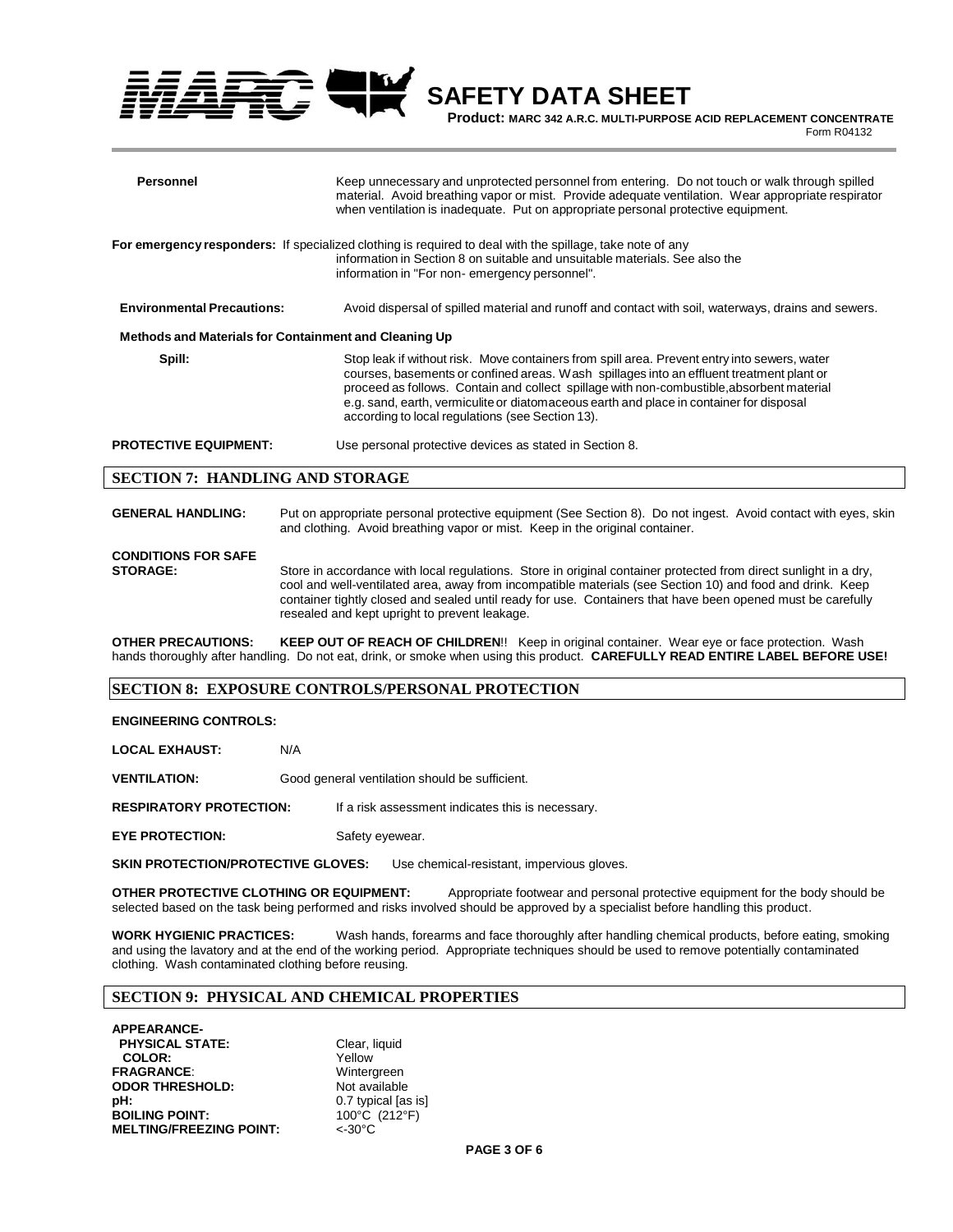**Personnel**  Keep unnecessary and unprotected personnel from entering. Do not touch or walk through spilled material. Avoid breathing vapor or mist. Provide adequate ventilation. Wear appropriate respirator when ventilation is inadequate. Put on appropriate personal protective equipment.

**For emergency responders:** If specialized clothing is required to deal with the spillage, take note of any information in Section 8 on suitable and unsuitable materials. See also the information in "For non- emergency personnel".

**Environmental Precautions:**  Avoid dispersal of spilled material and runoff and contact with soil, waterways, drains and sewers.

**Methods and Materials for Containment and Cleaning Up**

**Spill:**  Stop leak if without risk. Move containers from spill area. Prevent entry into sewers, water courses, basements or confined areas. Wash spillages into an effluent treatment plant or proceed as follows. Contain and collect spillage with non-combustible,absorbent material e.g. sand, earth, vermiculite or diatomaceous earth and place in container for disposal according to local regulations (see Section 13).

**PROTECTIVE EQUIPMENT:**  Use personal protective devices as stated in Section 8.

## SECTION 7: HANDLING AND STORAGE

**GENERAL HANDLING:**  Put on appropriate personal protective equipment (See Section 8). Do not ingest. Avoid contact with eyes, skin and clothing. Avoid breathing vapor or mist. Keep in the original container.

**CONDITIONS FOR SAFE STORAGE:**  Store in accordance with local regulations. Store in original container protected from direct sunlight in a dry, cool and well-ventilated area, away from incompatible materials (see Section 10) and food and drink. Keep container tightly closed and sealed until ready for use. Containers that have been opened must be carefully resealed and kept upright to prevent leakage.

**OTHER PRECAUTIONS:**  **KEEP OUT OF REACH OF CHILDREN**!! Keep in original container. Wear eye or face protection. Wash hands thoroughly after handling. Do not eat, drink, or smoke when using this product. **CAREFULLY READ ENTIRE LABEL BEFORE USE!**

## SECTION 8: EXPOSURE CONTROLS/PERSONAL PROTECTION

**ENGINEERING CONTROLS:**

**LOCAL EXHAUST:**  N/A

**VENTILATION:**  Good general ventilation should be sufficient.

**RESPIRATORY PROTECTION:**  If a risk assessment indicates this is necessary.

**EYE PROTECTION:**  Safety eyewear.

**SKIN PROTECTION/PROTECTIVE GLOVES:**  Use chemical-resistant, impervious gloves.

**OTHER PROTECTIVE CLOTHING OR EQUIPMENT:**  Appropriate footwear and personal protective equipment for the body should be selected based on the task being performed and risks involved should be approved by a specialist before handling this product.

**WORK HYGIENIC PRACTICES:**  Wash hands, forearms and face thoroughly after handling chemical products, before eating, smoking and using the lavatory and at the end of the working period. Appropriate techniques should be used to remove potentially contaminated clothing. Wash contaminated clothing before reusing.

## SECTION 9: PHYSICAL AND CHEMICAL PROPERTIES

**APPEARANCE-**
**PHYSICAL STATE:**  Clear, liquid
**COLOR:**  Yellow
**FRAGRANCE**:  Wintergreen
**ODOR THRESHOLD:**  Not available
**pH:**  0.7 typical [as is]
**BOILING POINT:**  100°C (212°F)
**MELTING/FREEZING POINT:**  <-30°C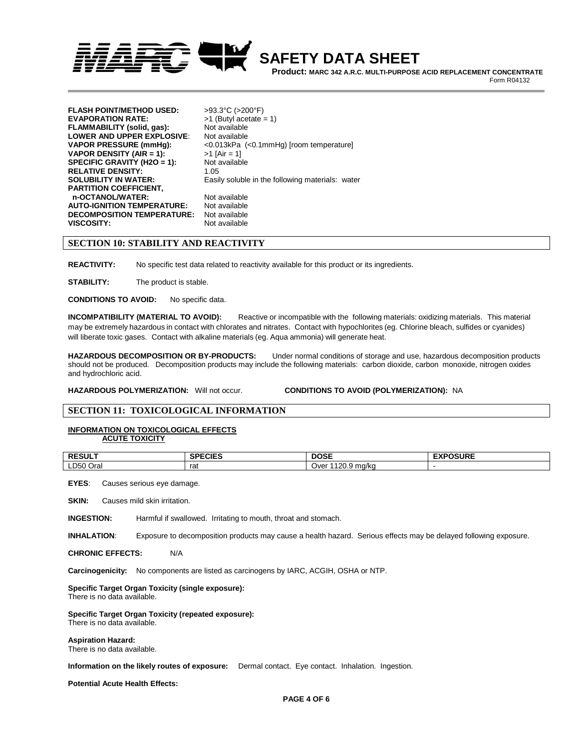| | |
|---|---|
| **FLASH POINT/METHOD USED:** | >93.3°C (>200°F) |
| **EVAPORATION RATE:** | >1 (Butyl acetate = 1) |
| **FLAMMABILITY (solid, gas):** | Not available |
| **LOWER AND UPPER EXPLOSIVE:** | Not available |
| **VAPOR PRESSURE (mmHg):** | <0.013kPa (<0.1mmHg) [room temperature] |
| **VAPOR DENSITY (AIR = 1):** | >1 [Air = 1] |
| **SPECIFIC GRAVITY (H2O = 1):** | Not available |
| **RELATIVE DENSITY:** | 1.05 |
| **SOLUBILITY IN WATER:** | Easily soluble in the following materials: water |
| **PARTITION COEFFICIENT, n-OCTANOL/WATER:** | Not available |
| **AUTO-IGNITION TEMPERATURE:** | Not available |
| **DECOMPOSITION TEMPERATURE:** | Not available |
| **VISCOSITY:** | Not available |

## SECTION 10: STABILITY AND REACTIVITY

**REACTIVITY:** No specific test data related to reactivity available for this product or its ingredients.

**STABILITY:** The product is stable.

**CONDITIONS TO AVOID:** No specific data.

**INCOMPATIBILITY (MATERIAL TO AVOID):** Reactive or incompatible with the following materials: oxidizing materials. This material may be extremely hazardous in contact with chlorates and nitrates. Contact with hypochlorites (eg. Chlorine bleach, sulfides or cyanides) will liberate toxic gases. Contact with alkaline materials (eg. Aqua ammonia) will generate heat.

**HAZARDOUS DECOMPOSITION OR BY-PRODUCTS:** Under normal conditions of storage and use, hazardous decomposition products should not be produced. Decomposition products may include the following materials: carbon dioxide, carbon monoxide, nitrogen oxides and hydrochloric acid.

**HAZARDOUS POLYMERIZATION:** Will not occur. **CONDITIONS TO AVOID (POLYMERIZATION):** NA

## SECTION 11: TOXICOLOGICAL INFORMATION

**INFORMATION ON TOXICOLOGICAL EFFECTS**

**ACUTE TOXICITY**

| RESULT | SPECIES | DOSE | EXPOSURE |
|---|---|---|---|
| LD50 Oral | rat | Over 1120.9 mg/kg | - |

**EYES**: Causes serious eye damage.

**SKIN:** Causes mild skin irritation.

**INGESTION:** Harmful if swallowed. Irritating to mouth, throat and stomach.

**INHALATION**: Exposure to decomposition products may cause a health hazard. Serious effects may be delayed following exposure.

**CHRONIC EFFECTS:** N/A

**Carcinogenicity:** No components are listed as carcinogens by IARC, ACGIH, OSHA or NTP.

**Specific Target Organ Toxicity (single exposure):**
There is no data available.

**Specific Target Organ Toxicity (repeated exposure):**
There is no data available.

**Aspiration Hazard:**
There is no data available.

**Information on the likely routes of exposure:** Dermal contact. Eye contact. Inhalation. Ingestion.

**Potential Acute Health Effects:**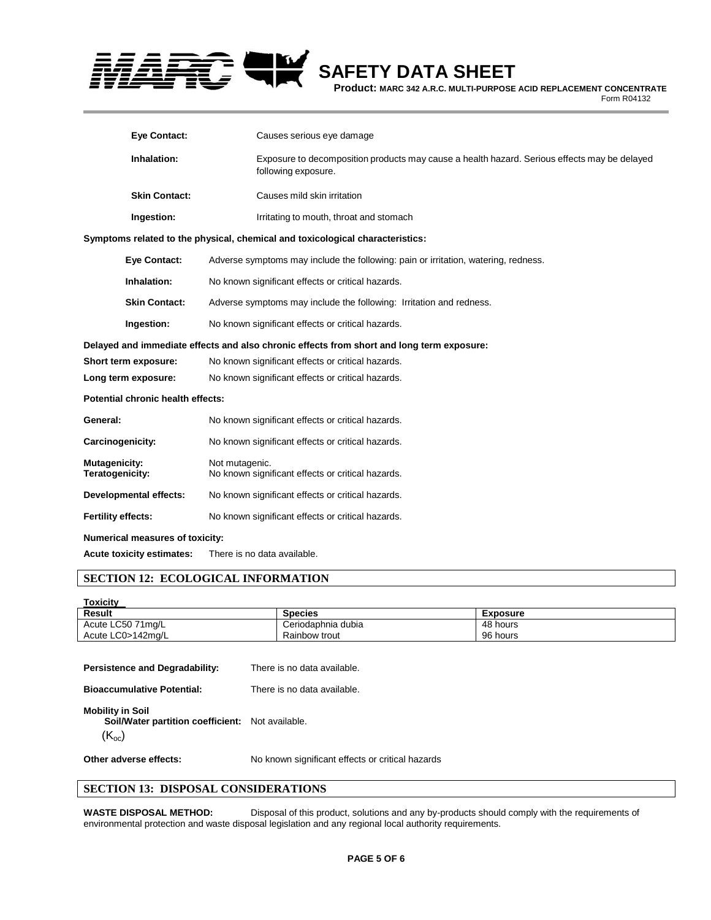| | |
|---|---|
| **Eye Contact:** | Causes serious eye damage |
| **Inhalation:** | Exposure to decomposition products may cause a health hazard. Serious effects may be delayed following exposure. |
| **Skin Contact:** | Causes mild skin irritation |
| **Ingestion:** | Irritating to mouth, throat and stomach |

**Symptoms related to the physical, chemical and toxicological characteristics:**

| | |
|---|---|
| **Eye Contact:** | Adverse symptoms may include the following: pain or irritation, watering, redness. |
| **Inhalation:** | No known significant effects or critical hazards. |
| **Skin Contact:** | Adverse symptoms may include the following: Irritation and redness. |
| **Ingestion:** | No known significant effects or critical hazards. |

**Delayed and immediate effects and also chronic effects from short and long term exposure:**

**Short term exposure:** No known significant effects or critical hazards.

**Long term exposure:** No known significant effects or critical hazards.

**Potential chronic health effects:**

| | |
|---|---|
| **General:** | No known significant effects or critical hazards. |
| **Carcinogenicity:** | No known significant effects or critical hazards. |
| **Mutagenicity:** | Not mutagenic. |
| **Teratogenicity:** | No known significant effects or critical hazards. |
| **Developmental effects:** | No known significant effects or critical hazards. |
| **Fertility effects:** | No known significant effects or critical hazards. |

**Numerical measures of toxicity:**

**Acute toxicity estimates:** There is no data available.

## SECTION 12: ECOLOGICAL INFORMATION

**Toxicity**

| Result | Species | Exposure |
|---|---|---|
| Acute LC50 71mg/L | Ceriodaphnia dubia | 48 hours |
| Acute LC0>142mg/L | Rainbow trout | 96 hours |

**Persistence and Degradability:** There is no data available.

**Bioaccumulative Potential:** There is no data available.

**Mobility in Soil**
**Soil/Water partition coefficient:** $(K_{oc})$ Not available.

**Other adverse effects:** No known significant effects or critical hazards

## SECTION 13: DISPOSAL CONSIDERATIONS

**WASTE DISPOSAL METHOD:** Disposal of this product, solutions and any by-products should comply with the requirements of environmental protection and waste disposal legislation and any regional local authority requirements.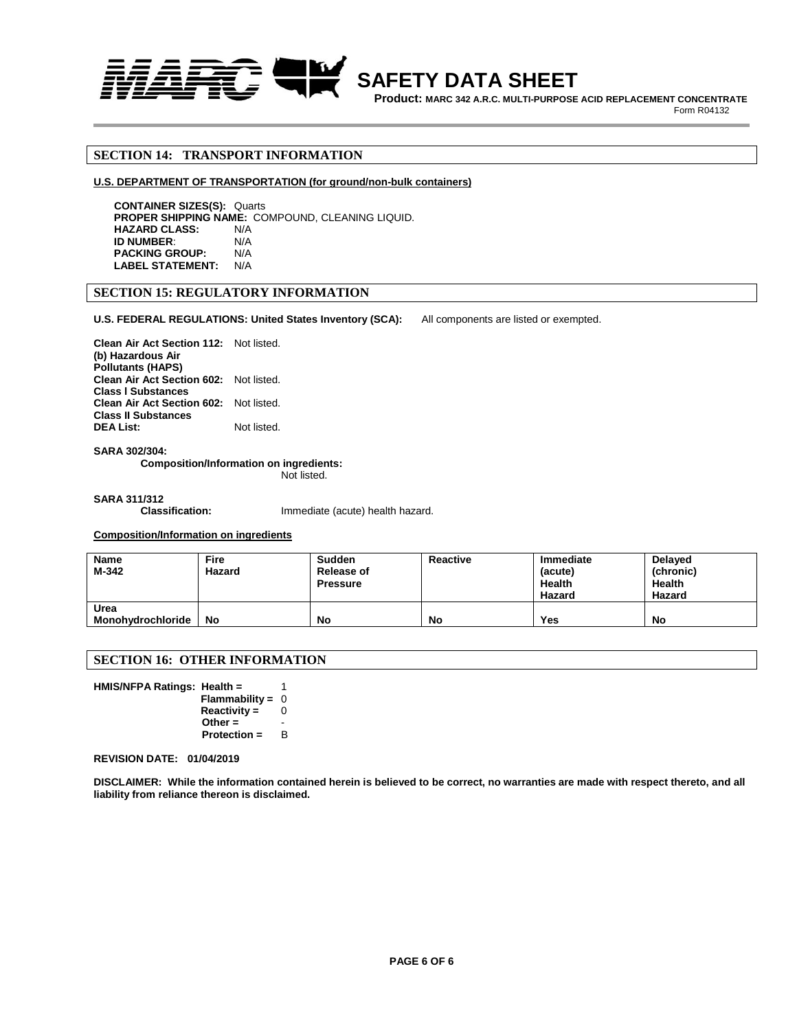# SAFETY DATA SHEET

**Product:** MARC 342 A.R.C. MULTI-PURPOSE ACID REPLACEMENT CONCENTRATE

Form R04132

## SECTION 14: TRANSPORT INFORMATION

**U.S. DEPARTMENT OF TRANSPORTATION (for ground/non-bulk containers)**

**CONTAINER SIZES(S):** Quarts
**PROPER SHIPPING NAME:** COMPOUND, CLEANING LIQUID.
**HAZARD CLASS:** N/A
**ID NUMBER**: N/A
**PACKING GROUP:** N/A
**LABEL STATEMENT:** N/A

## SECTION 15: REGULATORY INFORMATION

**U.S. FEDERAL REGULATIONS: United States Inventory (SCA):** All components are listed or exempted.

**Clean Air Act Section 112: (b) Hazardous Air Pollutants (HAPS)** Not listed.
**Clean Air Act Section 602: Class I Substances** Not listed.
**Clean Air Act Section 602: Class II Substances** Not listed.
**DEA List:** Not listed.

**SARA 302/304:**
**Composition/Information on ingredients:**
Not listed.

**SARA 311/312**
**Classification:** Immediate (acute) health hazard.

**Composition/Information on ingredients**

| Name M-342 | Fire Hazard | Sudden Release of Pressure | Reactive | Immediate (acute) Health Hazard | Delayed (chronic) Health Hazard |
|---|---|---|---|---|---|
| Urea Monohydrochloride | No | No | No | Yes | No |

## SECTION 16: OTHER INFORMATION

**HMIS/NFPA Ratings:**
**Health =** 1
**Flammability =** 0
**Reactivity =** 0
**Other =** -
**Protection =** B

**REVISION DATE: 01/04/2019**

**DISCLAIMER: While the information contained herein is believed to be correct, no warranties are made with respect thereto, and all liability from reliance thereon is disclaimed.**